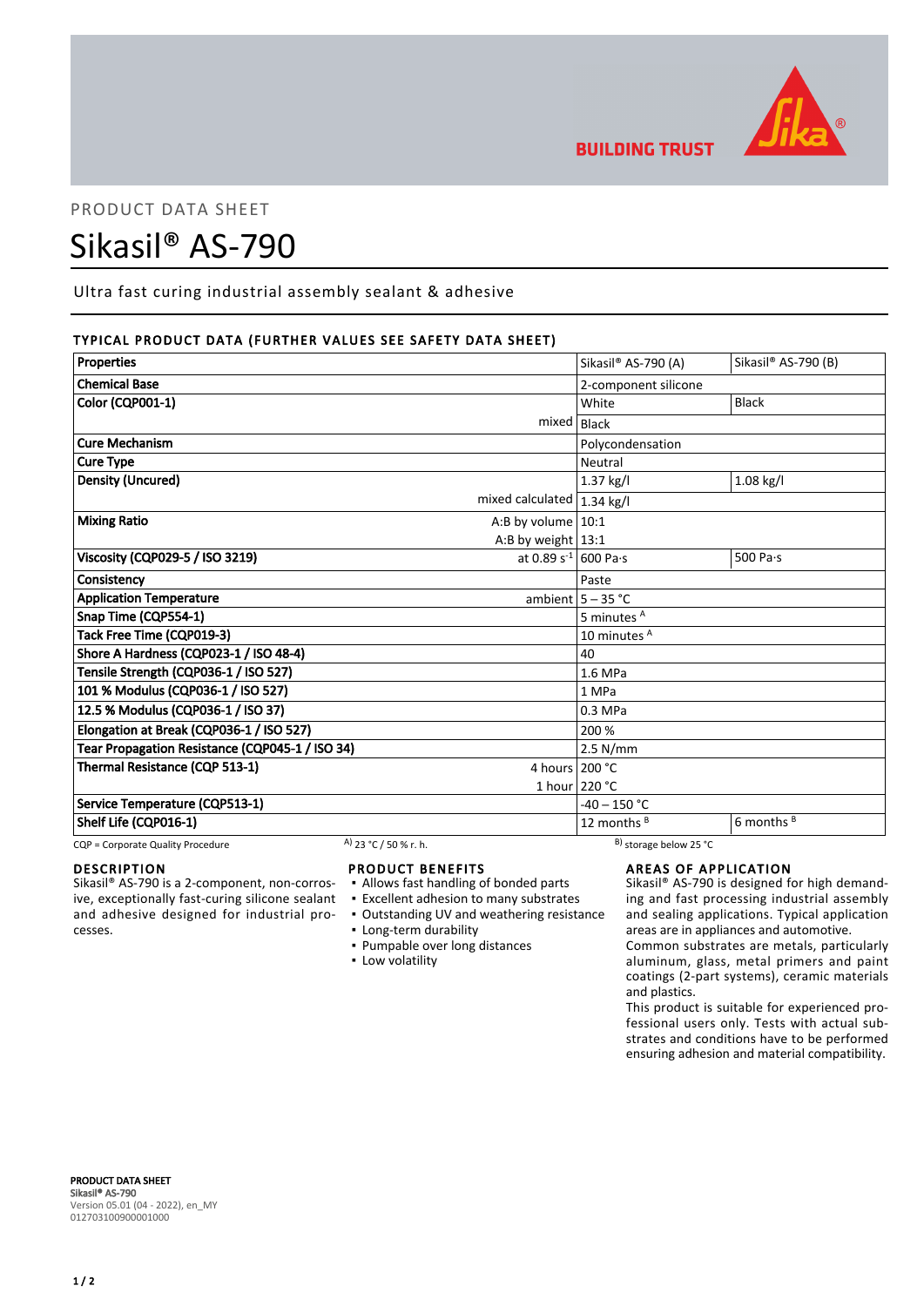PRODUCT DATA SHEET

# Sikasil® AS-790

Ultra fast curing industrial assembly sealant & adhesive

## TYPICAL PRODUCT DATA (FURTHER VALUES SEE SAFETY DATA SHEET)

| Properties | | Sikasil® AS-790 (A) | Sikasil® AS-790 (B) |
|---|---|---|---|
| Chemical Base | | 2-component silicone | |
| Color (CQP001-1) | | White | Black |
| | mixed | Black | |
| Cure Mechanism | | Polycondensation | |
| Cure Type | | Neutral | |
| Density (Uncured) | | 1.37 kg/l | 1.08 kg/l |
| | mixed calculated | 1.34 kg/l | |
| Mixing Ratio | A:B by volume | 10:1 | |
| | A:B by weight | 13:1 | |
| Viscosity (CQP029-5 / ISO 3219) | at 0.89 $s^{-1}$ | 600 Pa·s | 500 Pa·s |
| Consistency | | Paste | |
| Application Temperature | ambient | 5 – 35 °C | |
| Snap Time (CQP554-1) | | 5 minutes A | |
| Tack Free Time (CQP019-3) | | 10 minutes A | |
| Shore A Hardness (CQP023-1 / ISO 48-4) | | 40 | |
| Tensile Strength (CQP036-1 / ISO 527) | | 1.6 MPa | |
| 101 % Modulus (CQP036-1 / ISO 527) | | 1 MPa | |
| 12.5 % Modulus (CQP036-1 / ISO 37) | | 0.3 MPa | |
| Elongation at Break (CQP036-1 / ISO 527) | | 200 % | |
| Tear Propagation Resistance (CQP045-1 / ISO 34) | | 2.5 N/mm | |
| Thermal Resistance (CQP 513-1) | 4 hours | 200 °C | |
| | 1 hour | 220 °C | |
| Service Temperature (CQP513-1) | | -40 – 150 °C | |
| Shelf Life (CQP016-1) | | 12 months B | 6 months B |

CQP = Corporate Quality Procedure A) 23 °C / 50 % r. h. B) storage below 25 °C

## DESCRIPTION

Sikasil® AS-790 is a 2-component, non-corrosive, exceptionally fast-curing silicone sealant and adhesive designed for industrial processes.

## PRODUCT BENEFITS

- Allows fast handling of bonded parts
- Excellent adhesion to many substrates
- Outstanding UV and weathering resistance
- Long-term durability
- Pumpable over long distances
- Low volatility

## AREAS OF APPLICATION

Sikasil® AS-790 is designed for high demanding and fast processing industrial assembly and sealing applications. Typical application areas are in appliances and automotive.

Common substrates are metals, particularly aluminum, glass, metal primers and paint coatings (2-part systems), ceramic materials and plastics.

This product is suitable for experienced professional users only. Tests with actual substrates and conditions have to be performed ensuring adhesion and material compatibility.

**PRODUCT DATA SHEET**
**Sikasil® AS-790**
Version 05.01 (04 - 2022), en_MY
012703100900001000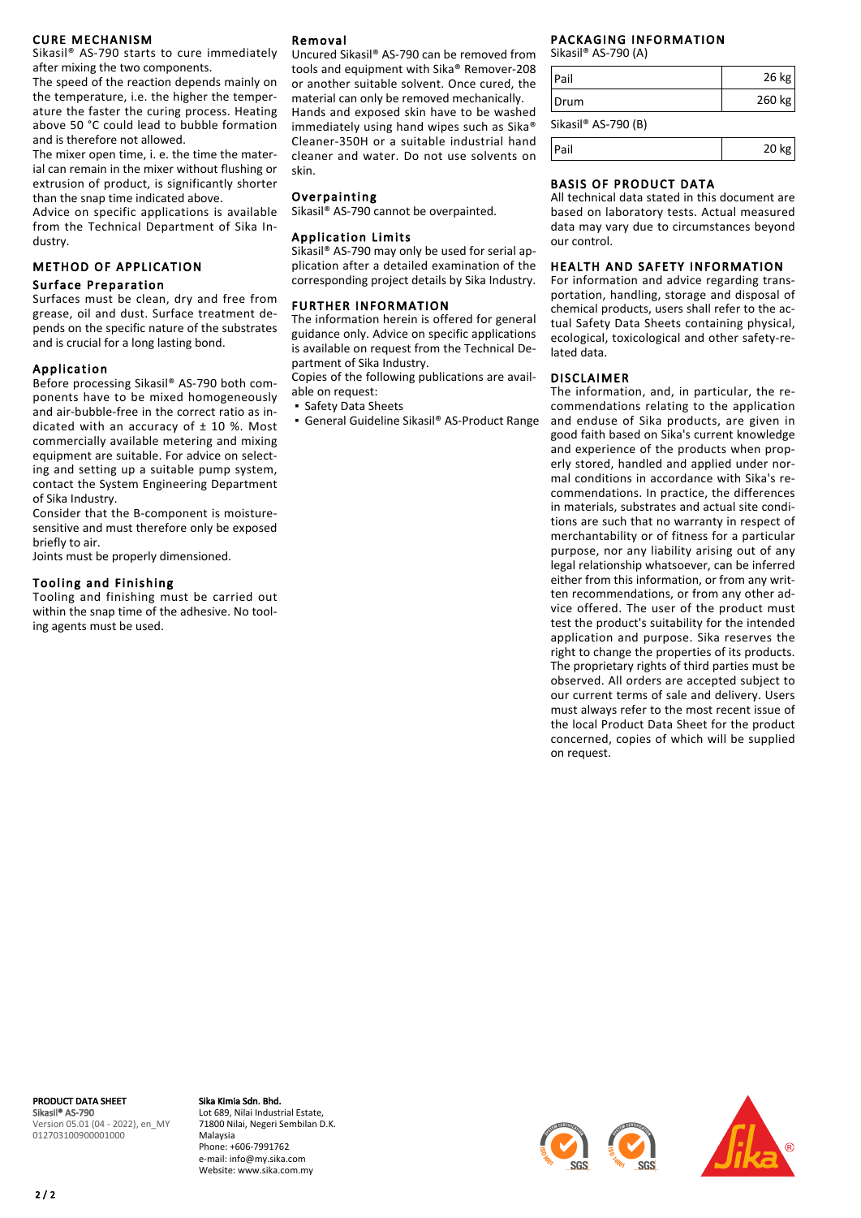## CURE MECHANISM

Sikasil® AS-790 starts to cure immediately after mixing the two components.

The speed of the reaction depends mainly on the temperature, i.e. the higher the temperature the faster the curing process. Heating above 50 °C could lead to bubble formation and is therefore not allowed.

The mixer open time, i. e. the time the material can remain in the mixer without flushing or extrusion of product, is significantly shorter than the snap time indicated above.

Advice on specific applications is available from the Technical Department of Sika Industry.

## METHOD OF APPLICATION

### Surface Preparation

Surfaces must be clean, dry and free from grease, oil and dust. Surface treatment depends on the specific nature of the substrates and is crucial for a long lasting bond.

### Application

Before processing Sikasil® AS-790 both components have to be mixed homogeneously and air-bubble-free in the correct ratio as indicated with an accuracy of ± 10 %. Most commercially available metering and mixing equipment are suitable. For advice on selecting and setting up a suitable pump system, contact the System Engineering Department of Sika Industry.

Consider that the B-component is moisture-sensitive and must therefore only be exposed briefly to air.

Joints must be properly dimensioned.

### Tooling and Finishing

Tooling and finishing must be carried out within the snap time of the adhesive. No tooling agents must be used.

### Removal

Uncured Sikasil® AS-790 can be removed from tools and equipment with Sika® Remover-208 or another suitable solvent. Once cured, the material can only be removed mechanically.

Hands and exposed skin have to be washed immediately using hand wipes such as Sika® Cleaner-350H or a suitable industrial hand cleaner and water. Do not use solvents on skin.

### Overpainting

Sikasil® AS-790 cannot be overpainted.

### Application Limits

Sikasil® AS-790 may only be used for serial application after a detailed examination of the corresponding project details by Sika Industry.

## FURTHER INFORMATION

The information herein is offered for general guidance only. Advice on specific applications is available on request from the Technical Department of Sika Industry.

Copies of the following publications are available on request:

- Safety Data Sheets
- General Guideline Sikasil® AS-Product Range

## PACKAGING INFORMATION

Sikasil® AS-790 (A)

| | |
|---|---|
| Pail | 26 kg |
| Drum | 260 kg |

Sikasil® AS-790 (B)

| | |
|---|---|
| Pail | 20 kg |

## BASIS OF PRODUCT DATA

All technical data stated in this document are based on laboratory tests. Actual measured data may vary due to circumstances beyond our control.

## HEALTH AND SAFETY INFORMATION

For information and advice regarding transportation, handling, storage and disposal of chemical products, users shall refer to the actual Safety Data Sheets containing physical, ecological, toxicological and other safety-related data.

## DISCLAIMER

The information, and, in particular, the recommendations relating to the application and enduse of Sika products, are given in good faith based on Sika's current knowledge and experience of the products when properly stored, handled and applied under normal conditions in accordance with Sika's recommendations. In practice, the differences in materials, substrates and actual site conditions are such that no warranty in respect of merchantability or of fitness for a particular purpose, nor any liability arising out of any legal relationship whatsoever, can be inferred either from this information, or from any written recommendations, or from any other advice offered. The user of the product must test the product's suitability for the intended application and purpose. Sika reserves the right to change the properties of its products. The proprietary rights of third parties must be observed. All orders are accepted subject to our current terms of sale and delivery. Users must always refer to the most recent issue of the local Product Data Sheet for the product concerned, copies of which will be supplied on request.

**PRODUCT DATA SHEET**
**Sikasil® AS-790**
Version 05.01 (04 - 2022), en_MY
012703100900001000

**Sika Kimia Sdn. Bhd.**
Lot 689, Nilai Industrial Estate,
71800 Nilai, Negeri Sembilan D.K.
Malaysia
Phone: +606-7991762
e-mail: info@my.sika.com
Website: www.sika.com.my